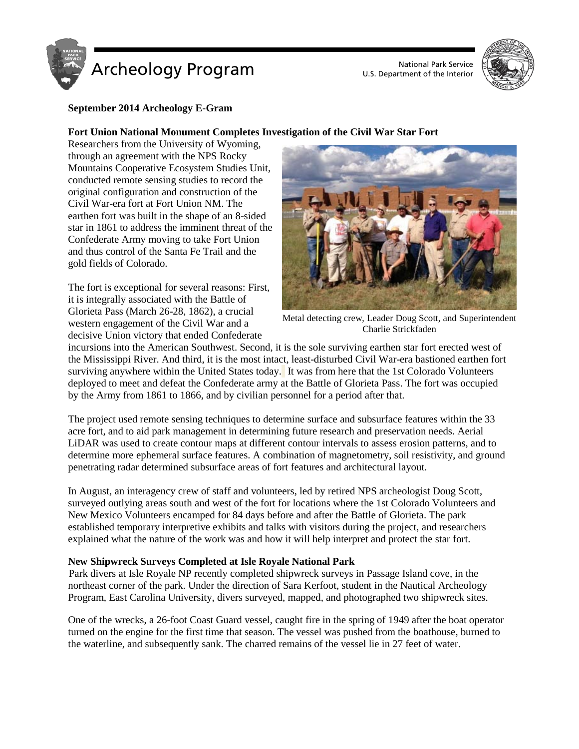# Archeology Program

National Park Service
U.S. Department of the Interior

**September 2014 Archeology E-Gram**

## Fort Union National Monument Completes Investigation of the Civil War Star Fort

Researchers from the University of Wyoming, through an agreement with the NPS Rocky Mountains Cooperative Ecosystem Studies Unit, conducted remote sensing studies to record the original configuration and construction of the Civil War-era fort at Fort Union NM. The earthen fort was built in the shape of an 8-sided star in 1861 to address the imminent threat of the Confederate Army moving to take Fort Union and thus control of the Santa Fe Trail and the gold fields of Colorado.

Metal detecting crew, Leader Doug Scott, and Superintendent Charlie Strickfaden

The fort is exceptional for several reasons: First, it is integrally associated with the Battle of Glorieta Pass (March 26-28, 1862), a crucial western engagement of the Civil War and a decisive Union victory that ended Confederate incursions into the American Southwest. Second, it is the sole surviving earthen star fort erected west of the Mississippi River. And third, it is the most intact, least-disturbed Civil War-era bastioned earthen fort surviving anywhere within the United States today. It was from here that the 1st Colorado Volunteers deployed to meet and defeat the Confederate army at the Battle of Glorieta Pass. The fort was occupied by the Army from 1861 to 1866, and by civilian personnel for a period after that.

The project used remote sensing techniques to determine surface and subsurface features within the 33 acre fort, and to aid park management in determining future research and preservation needs. Aerial LiDAR was used to create contour maps at different contour intervals to assess erosion patterns, and to determine more ephemeral surface features. A combination of magnetometry, soil resistivity, and ground penetrating radar determined subsurface areas of fort features and architectural layout.

In August, an interagency crew of staff and volunteers, led by retired NPS archeologist Doug Scott, surveyed outlying areas south and west of the fort for locations where the 1st Colorado Volunteers and New Mexico Volunteers encamped for 84 days before and after the Battle of Glorieta. The park established temporary interpretive exhibits and talks with visitors during the project, and researchers explained what the nature of the work was and how it will help interpret and protect the star fort.

## New Shipwreck Surveys Completed at Isle Royale National Park

Park divers at Isle Royale NP recently completed shipwreck surveys in Passage Island cove, in the northeast corner of the park. Under the direction of Sara Kerfoot, student in the Nautical Archeology Program, East Carolina University, divers surveyed, mapped, and photographed two shipwreck sites.

One of the wrecks, a 26-foot Coast Guard vessel, caught fire in the spring of 1949 after the boat operator turned on the engine for the first time that season. The vessel was pushed from the boathouse, burned to the waterline, and subsequently sank. The charred remains of the vessel lie in 27 feet of water.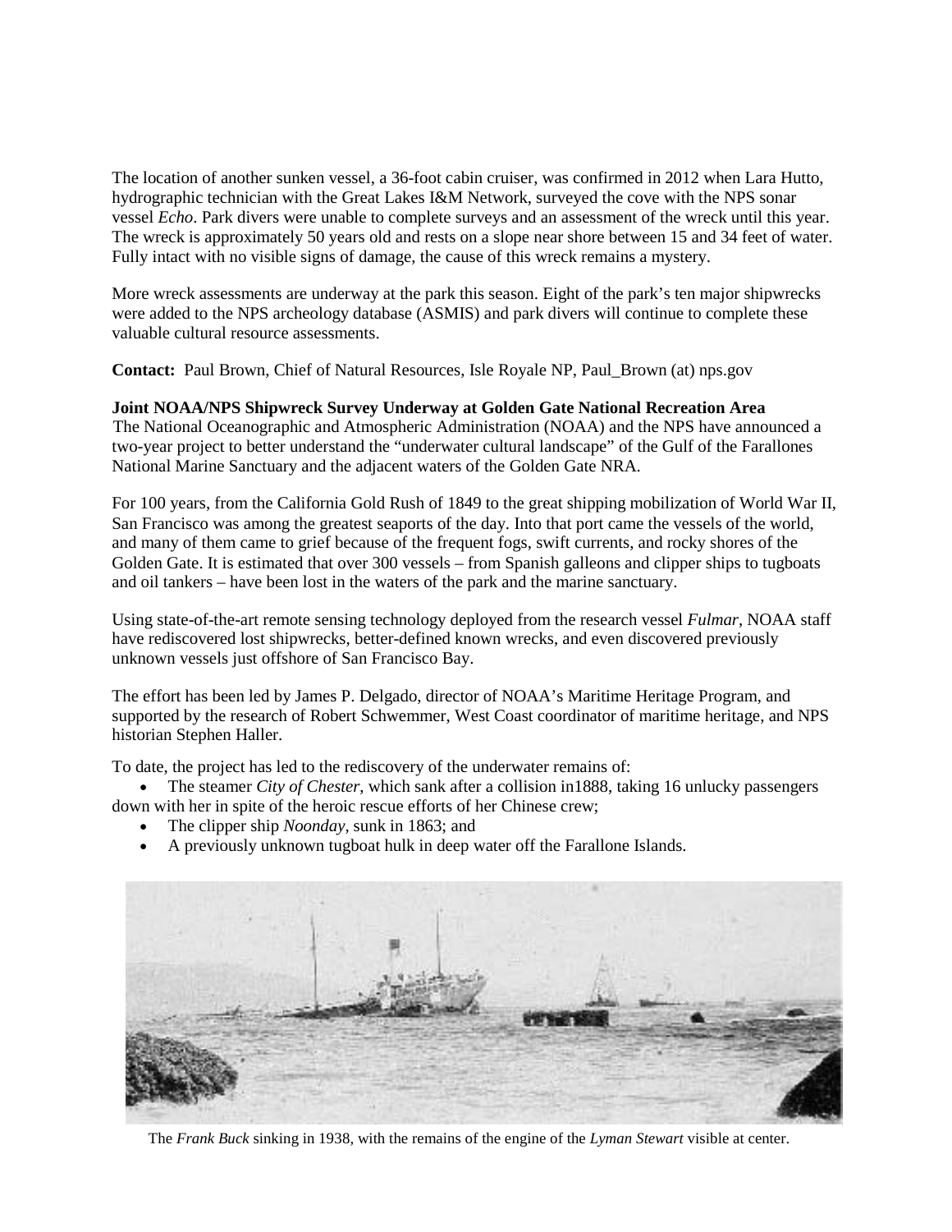The location of another sunken vessel, a 36-foot cabin cruiser, was confirmed in 2012 when Lara Hutto, hydrographic technician with the Great Lakes I&M Network, surveyed the cove with the NPS sonar vessel *Echo*. Park divers were unable to complete surveys and an assessment of the wreck until this year. The wreck is approximately 50 years old and rests on a slope near shore between 15 and 34 feet of water. Fully intact with no visible signs of damage, the cause of this wreck remains a mystery.

More wreck assessments are underway at the park this season. Eight of the park's ten major shipwrecks were added to the NPS archeology database (ASMIS) and park divers will continue to complete these valuable cultural resource assessments.

**Contact:** Paul Brown, Chief of Natural Resources, Isle Royale NP, Paul_Brown (at) nps.gov

**Joint NOAA/NPS Shipwreck Survey Underway at Golden Gate National Recreation Area**

The National Oceanographic and Atmospheric Administration (NOAA) and the NPS have announced a two-year project to better understand the "underwater cultural landscape" of the Gulf of the Farallones National Marine Sanctuary and the adjacent waters of the Golden Gate NRA.

For 100 years, from the California Gold Rush of 1849 to the great shipping mobilization of World War II, San Francisco was among the greatest seaports of the day. Into that port came the vessels of the world, and many of them came to grief because of the frequent fogs, swift currents, and rocky shores of the Golden Gate. It is estimated that over 300 vessels – from Spanish galleons and clipper ships to tugboats and oil tankers – have been lost in the waters of the park and the marine sanctuary.

Using state-of-the-art remote sensing technology deployed from the research vessel *Fulmar*, NOAA staff have rediscovered lost shipwrecks, better-defined known wrecks, and even discovered previously unknown vessels just offshore of San Francisco Bay.

The effort has been led by James P. Delgado, director of NOAA's Maritime Heritage Program, and supported by the research of Robert Schwemmer, West Coast coordinator of maritime heritage, and NPS historian Stephen Haller.

To date, the project has led to the rediscovery of the underwater remains of:

- The steamer *City of Chester*, which sank after a collision in1888, taking 16 unlucky passengers down with her in spite of the heroic rescue efforts of her Chinese crew;
- The clipper ship *Noonday*, sunk in 1863; and
- A previously unknown tugboat hulk in deep water off the Farallone Islands.

The *Frank Buck* sinking in 1938, with the remains of the engine of the *Lyman Stewart* visible at center.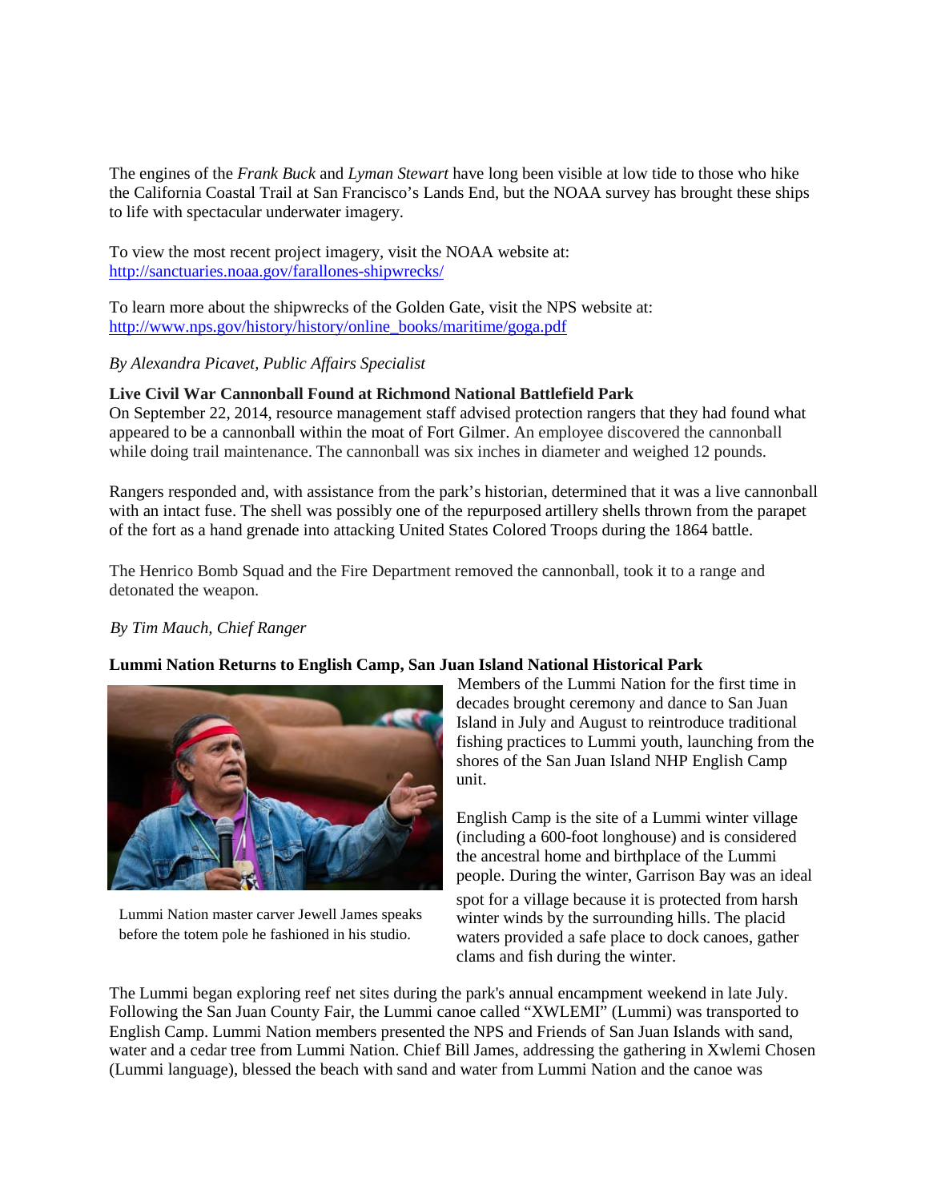The engines of the *Frank Buck* and *Lyman Stewart* have long been visible at low tide to those who hike the California Coastal Trail at San Francisco's Lands End, but the NOAA survey has brought these ships to life with spectacular underwater imagery.

To view the most recent project imagery, visit the NOAA website at: http://sanctuaries.noaa.gov/farallones-shipwrecks/

To learn more about the shipwrecks of the Golden Gate, visit the NPS website at: http://www.nps.gov/history/history/online_books/maritime/goga.pdf

*By Alexandra Picavet, Public Affairs Specialist*

**Live Civil War Cannonball Found at Richmond National Battlefield Park**

On September 22, 2014, resource management staff advised protection rangers that they had found what appeared to be a cannonball within the moat of Fort Gilmer. An employee discovered the cannonball while doing trail maintenance. The cannonball was six inches in diameter and weighed 12 pounds.

Rangers responded and, with assistance from the park's historian, determined that it was a live cannonball with an intact fuse. The shell was possibly one of the repurposed artillery shells thrown from the parapet of the fort as a hand grenade into attacking United States Colored Troops during the 1864 battle.

The Henrico Bomb Squad and the Fire Department removed the cannonball, took it to a range and detonated the weapon.

*By Tim Mauch, Chief Ranger*

**Lummi Nation Returns to English Camp, San Juan Island National Historical Park**

Lummi Nation master carver Jewell James speaks before the totem pole he fashioned in his studio.

Members of the Lummi Nation for the first time in decades brought ceremony and dance to San Juan Island in July and August to reintroduce traditional fishing practices to Lummi youth, launching from the shores of the San Juan Island NHP English Camp unit.

English Camp is the site of a Lummi winter village (including a 600-foot longhouse) and is considered the ancestral home and birthplace of the Lummi people. During the winter, Garrison Bay was an ideal spot for a village because it is protected from harsh winter winds by the surrounding hills. The placid waters provided a safe place to dock canoes, gather clams and fish during the winter.

The Lummi began exploring reef net sites during the park's annual encampment weekend in late July. Following the San Juan County Fair, the Lummi canoe called "XWLEMI" (Lummi) was transported to English Camp. Lummi Nation members presented the NPS and Friends of San Juan Islands with sand, water and a cedar tree from Lummi Nation. Chief Bill James, addressing the gathering in Xwlemi Chosen (Lummi language), blessed the beach with sand and water from Lummi Nation and the canoe was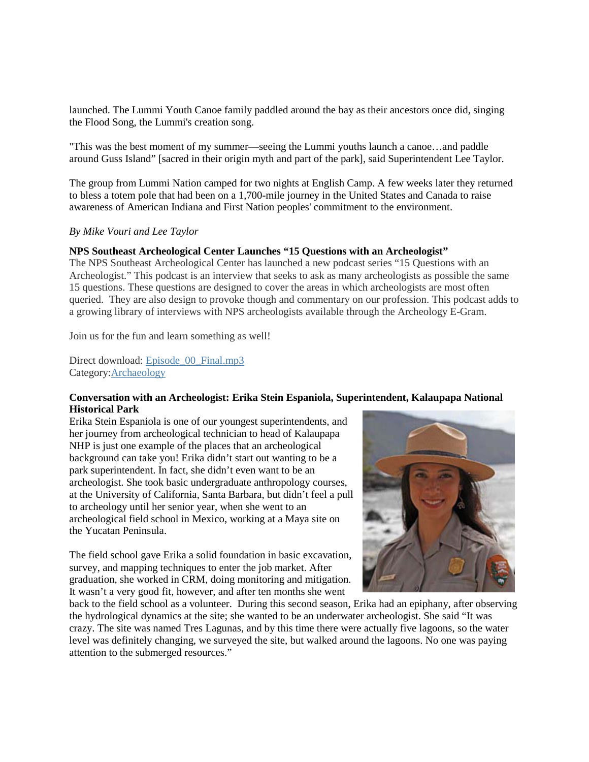launched. The Lummi Youth Canoe family paddled around the bay as their ancestors once did, singing the Flood Song, the Lummi's creation song.

"This was the best moment of my summer—seeing the Lummi youths launch a canoe…and paddle around Guss Island" [sacred in their origin myth and part of the park], said Superintendent Lee Taylor.

The group from Lummi Nation camped for two nights at English Camp. A few weeks later they returned to bless a totem pole that had been on a 1,700-mile journey in the United States and Canada to raise awareness of American Indiana and First Nation peoples' commitment to the environment.

*By Mike Vouri and Lee Taylor*

**NPS Southeast Archeological Center Launches "15 Questions with an Archeologist"**

The NPS Southeast Archeological Center has launched a new podcast series "15 Questions with an Archeologist." This podcast is an interview that seeks to ask as many archeologists as possible the same 15 questions. These questions are designed to cover the areas in which archeologists are most often queried. They are also design to provoke though and commentary on our profession. This podcast adds to a growing library of interviews with NPS archeologists available through the Archeology E-Gram.

Join us for the fun and learn something as well!

Direct download: Episode_00_Final.mp3
Category:Archaeology

**Conversation with an Archeologist: Erika Stein Espaniola, Superintendent, Kalaupapa National Historical Park**

Erika Stein Espaniola is one of our youngest superintendents, and her journey from archeological technician to head of Kalaupapa NHP is just one example of the places that an archeological background can take you! Erika didn't start out wanting to be a park superintendent. In fact, she didn't even want to be an archeologist. She took basic undergraduate anthropology courses, at the University of California, Santa Barbara, but didn't feel a pull to archeology until her senior year, when she went to an archeological field school in Mexico, working at a Maya site on the Yucatan Peninsula.

The field school gave Erika a solid foundation in basic excavation, survey, and mapping techniques to enter the job market. After graduation, she worked in CRM, doing monitoring and mitigation. It wasn't a very good fit, however, and after ten months she went back to the field school as a volunteer. During this second season, Erika had an epiphany, after observing the hydrological dynamics at the site; she wanted to be an underwater archeologist. She said "It was crazy. The site was named Tres Lagunas, and by this time there were actually five lagoons, so the water level was definitely changing, we surveyed the site, but walked around the lagoons. No one was paying attention to the submerged resources."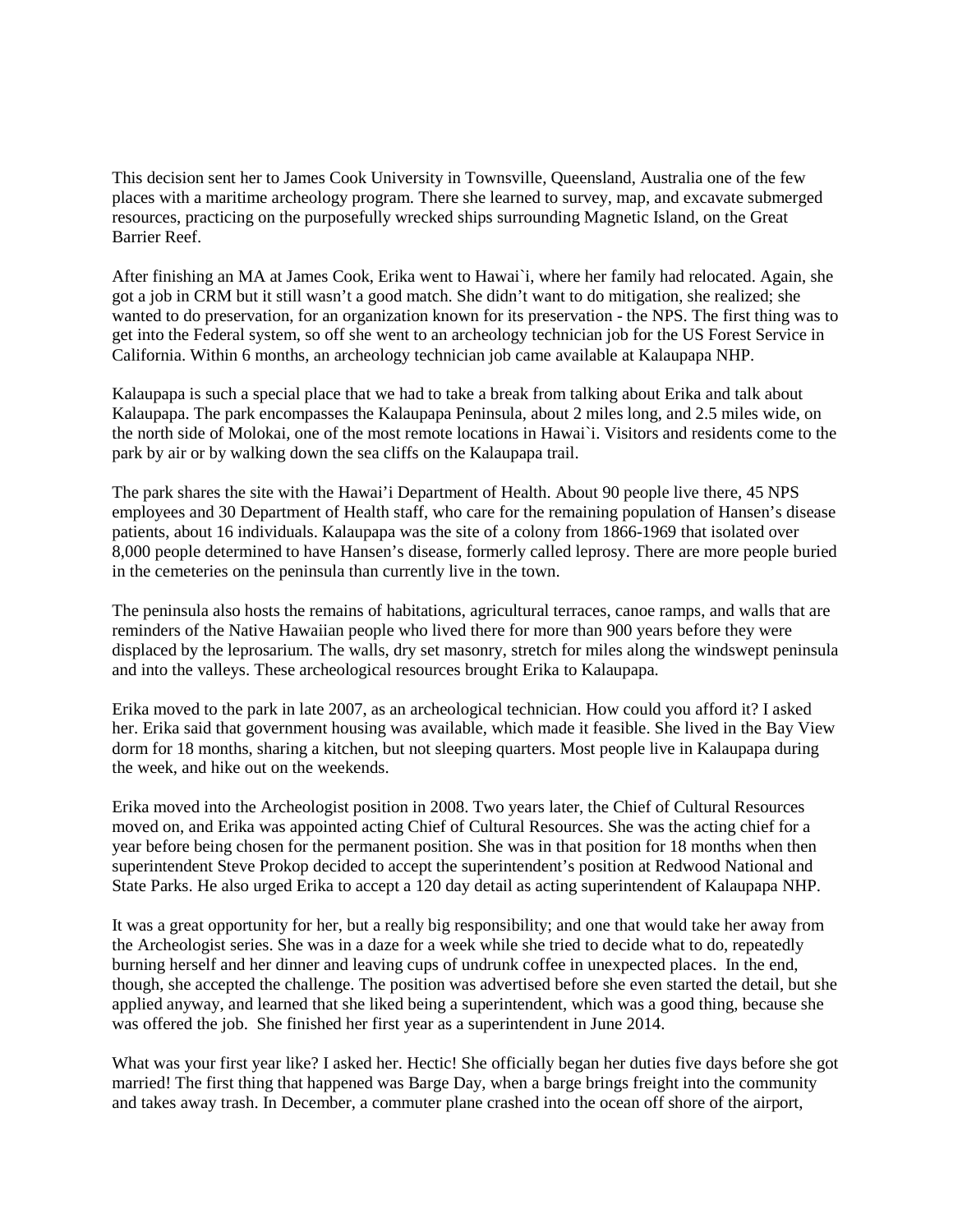This decision sent her to James Cook University in Townsville, Queensland, Australia one of the few places with a maritime archeology program. There she learned to survey, map, and excavate submerged resources, practicing on the purposefully wrecked ships surrounding Magnetic Island, on the Great Barrier Reef.

After finishing an MA at James Cook, Erika went to Hawai`i, where her family had relocated. Again, she got a job in CRM but it still wasn't a good match. She didn't want to do mitigation, she realized; she wanted to do preservation, for an organization known for its preservation - the NPS. The first thing was to get into the Federal system, so off she went to an archeology technician job for the US Forest Service in California. Within 6 months, an archeology technician job came available at Kalaupapa NHP.

Kalaupapa is such a special place that we had to take a break from talking about Erika and talk about Kalaupapa. The park encompasses the Kalaupapa Peninsula, about 2 miles long, and 2.5 miles wide, on the north side of Molokai, one of the most remote locations in Hawai`i. Visitors and residents come to the park by air or by walking down the sea cliffs on the Kalaupapa trail.

The park shares the site with the Hawai'i Department of Health. About 90 people live there, 45 NPS employees and 30 Department of Health staff, who care for the remaining population of Hansen's disease patients, about 16 individuals. Kalaupapa was the site of a colony from 1866-1969 that isolated over 8,000 people determined to have Hansen's disease, formerly called leprosy. There are more people buried in the cemeteries on the peninsula than currently live in the town.

The peninsula also hosts the remains of habitations, agricultural terraces, canoe ramps, and walls that are reminders of the Native Hawaiian people who lived there for more than 900 years before they were displaced by the leprosarium. The walls, dry set masonry, stretch for miles along the windswept peninsula and into the valleys. These archeological resources brought Erika to Kalaupapa.

Erika moved to the park in late 2007, as an archeological technician. How could you afford it? I asked her. Erika said that government housing was available, which made it feasible. She lived in the Bay View dorm for 18 months, sharing a kitchen, but not sleeping quarters. Most people live in Kalaupapa during the week, and hike out on the weekends.

Erika moved into the Archeologist position in 2008. Two years later, the Chief of Cultural Resources moved on, and Erika was appointed acting Chief of Cultural Resources. She was the acting chief for a year before being chosen for the permanent position. She was in that position for 18 months when then superintendent Steve Prokop decided to accept the superintendent's position at Redwood National and State Parks. He also urged Erika to accept a 120 day detail as acting superintendent of Kalaupapa NHP.

It was a great opportunity for her, but a really big responsibility; and one that would take her away from the Archeologist series. She was in a daze for a week while she tried to decide what to do, repeatedly burning herself and her dinner and leaving cups of undrunk coffee in unexpected places. In the end, though, she accepted the challenge. The position was advertised before she even started the detail, but she applied anyway, and learned that she liked being a superintendent, which was a good thing, because she was offered the job. She finished her first year as a superintendent in June 2014.

What was your first year like? I asked her. Hectic! She officially began her duties five days before she got married! The first thing that happened was Barge Day, when a barge brings freight into the community and takes away trash. In December, a commuter plane crashed into the ocean off shore of the airport,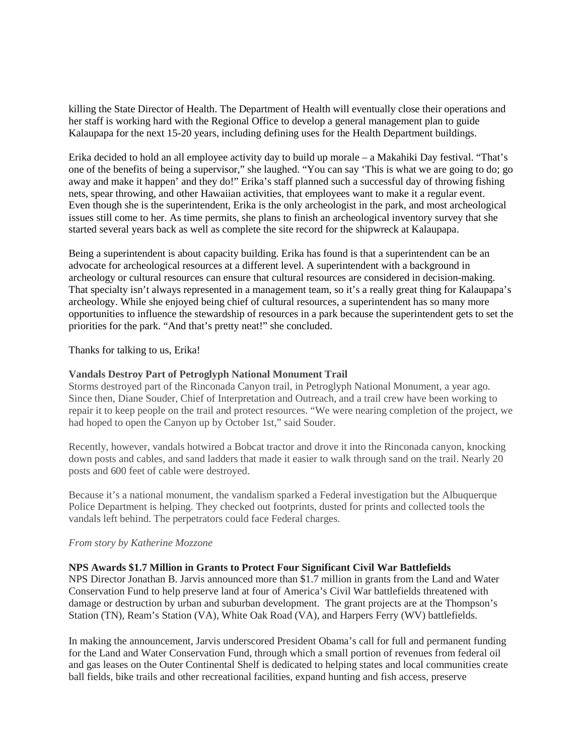killing the State Director of Health. The Department of Health will eventually close their operations and her staff is working hard with the Regional Office to develop a general management plan to guide Kalaupapa for the next 15-20 years, including defining uses for the Health Department buildings.

Erika decided to hold an all employee activity day to build up morale – a Makahiki Day festival. "That's one of the benefits of being a supervisor," she laughed. "You can say 'This is what we are going to do; go away and make it happen' and they do!" Erika's staff planned such a successful day of throwing fishing nets, spear throwing, and other Hawaiian activities, that employees want to make it a regular event. Even though she is the superintendent, Erika is the only archeologist in the park, and most archeological issues still come to her. As time permits, she plans to finish an archeological inventory survey that she started several years back as well as complete the site record for the shipwreck at Kalaupapa.

Being a superintendent is about capacity building. Erika has found is that a superintendent can be an advocate for archeological resources at a different level. A superintendent with a background in archeology or cultural resources can ensure that cultural resources are considered in decision-making. That specialty isn't always represented in a management team, so it's a really great thing for Kalaupapa's archeology. While she enjoyed being chief of cultural resources, a superintendent has so many more opportunities to influence the stewardship of resources in a park because the superintendent gets to set the priorities for the park. "And that's pretty neat!" she concluded.

Thanks for talking to us, Erika!

**Vandals Destroy Part of Petroglyph National Monument Trail**

Storms destroyed part of the Rinconada Canyon trail, in Petroglyph National Monument, a year ago. Since then, Diane Souder, Chief of Interpretation and Outreach, and a trail crew have been working to repair it to keep people on the trail and protect resources. "We were nearing completion of the project, we had hoped to open the Canyon up by October 1st," said Souder.

Recently, however, vandals hotwired a Bobcat tractor and drove it into the Rinconada canyon, knocking down posts and cables, and sand ladders that made it easier to walk through sand on the trail. Nearly 20 posts and 600 feet of cable were destroyed.

Because it's a national monument, the vandalism sparked a Federal investigation but the Albuquerque Police Department is helping. They checked out footprints, dusted for prints and collected tools the vandals left behind. The perpetrators could face Federal charges.

*From story by Katherine Mozzone*

**NPS Awards $1.7 Million in Grants to Protect Four Significant Civil War Battlefields**

NPS Director Jonathan B. Jarvis announced more than $1.7 million in grants from the Land and Water Conservation Fund to help preserve land at four of America's Civil War battlefields threatened with damage or destruction by urban and suburban development. The grant projects are at the Thompson's Station (TN), Ream's Station (VA), White Oak Road (VA), and Harpers Ferry (WV) battlefields.

In making the announcement, Jarvis underscored President Obama's call for full and permanent funding for the Land and Water Conservation Fund, through which a small portion of revenues from federal oil and gas leases on the Outer Continental Shelf is dedicated to helping states and local communities create ball fields, bike trails and other recreational facilities, expand hunting and fish access, preserve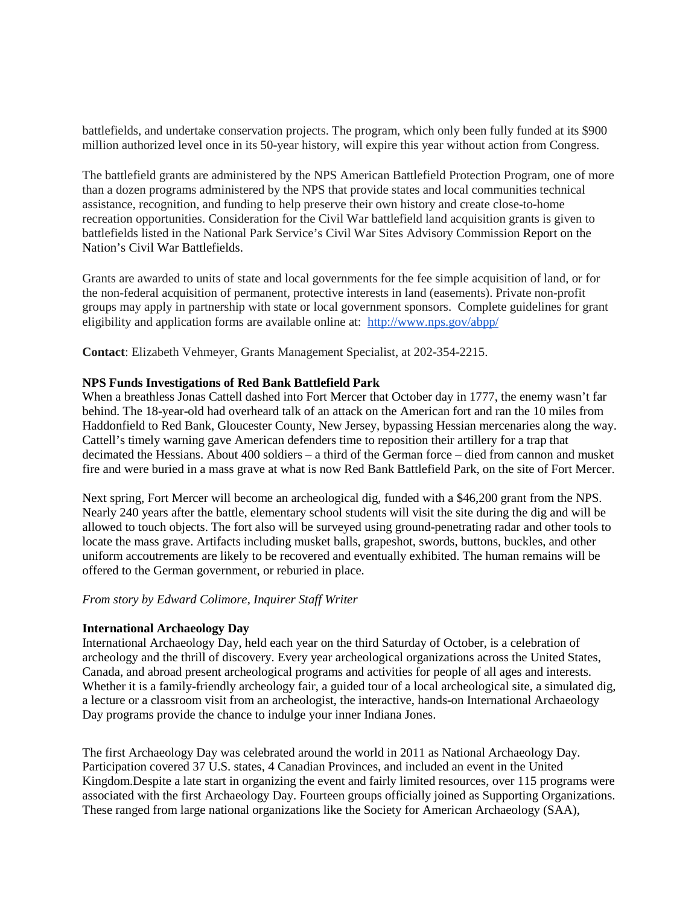battlefields, and undertake conservation projects. The program, which only been fully funded at its $900 million authorized level once in its 50-year history, will expire this year without action from Congress.

The battlefield grants are administered by the NPS American Battlefield Protection Program, one of more than a dozen programs administered by the NPS that provide states and local communities technical assistance, recognition, and funding to help preserve their own history and create close-to-home recreation opportunities. Consideration for the Civil War battlefield land acquisition grants is given to battlefields listed in the National Park Service's Civil War Sites Advisory Commission Report on the Nation's Civil War Battlefields.

Grants are awarded to units of state and local governments for the fee simple acquisition of land, or for the non-federal acquisition of permanent, protective interests in land (easements). Private non-profit groups may apply in partnership with state or local government sponsors. Complete guidelines for grant eligibility and application forms are available online at: http://www.nps.gov/abpp/

**Contact**: Elizabeth Vehmeyer, Grants Management Specialist, at 202-354-2215.

**NPS Funds Investigations of Red Bank Battlefield Park**

When a breathless Jonas Cattell dashed into Fort Mercer that October day in 1777, the enemy wasn't far behind. The 18-year-old had overheard talk of an attack on the American fort and ran the 10 miles from Haddonfield to Red Bank, Gloucester County, New Jersey, bypassing Hessian mercenaries along the way. Cattell's timely warning gave American defenders time to reposition their artillery for a trap that decimated the Hessians. About 400 soldiers – a third of the German force – died from cannon and musket fire and were buried in a mass grave at what is now Red Bank Battlefield Park, on the site of Fort Mercer.

Next spring, Fort Mercer will become an archeological dig, funded with a $46,200 grant from the NPS. Nearly 240 years after the battle, elementary school students will visit the site during the dig and will be allowed to touch objects. The fort also will be surveyed using ground-penetrating radar and other tools to locate the mass grave. Artifacts including musket balls, grapeshot, swords, buttons, buckles, and other uniform accoutrements are likely to be recovered and eventually exhibited. The human remains will be offered to the German government, or reburied in place.

*From story by Edward Colimore, Inquirer Staff Writer*

**International Archaeology Day**

International Archaeology Day, held each year on the third Saturday of October, is a celebration of archeology and the thrill of discovery. Every year archeological organizations across the United States, Canada, and abroad present archeological programs and activities for people of all ages and interests. Whether it is a family-friendly archeology fair, a guided tour of a local archeological site, a simulated dig, a lecture or a classroom visit from an archeologist, the interactive, hands-on International Archaeology Day programs provide the chance to indulge your inner Indiana Jones.

The first Archaeology Day was celebrated around the world in 2011 as National Archaeology Day. Participation covered 37 U.S. states, 4 Canadian Provinces, and included an event in the United Kingdom.Despite a late start in organizing the event and fairly limited resources, over 115 programs were associated with the first Archaeology Day. Fourteen groups officially joined as Supporting Organizations. These ranged from large national organizations like the Society for American Archaeology (SAA),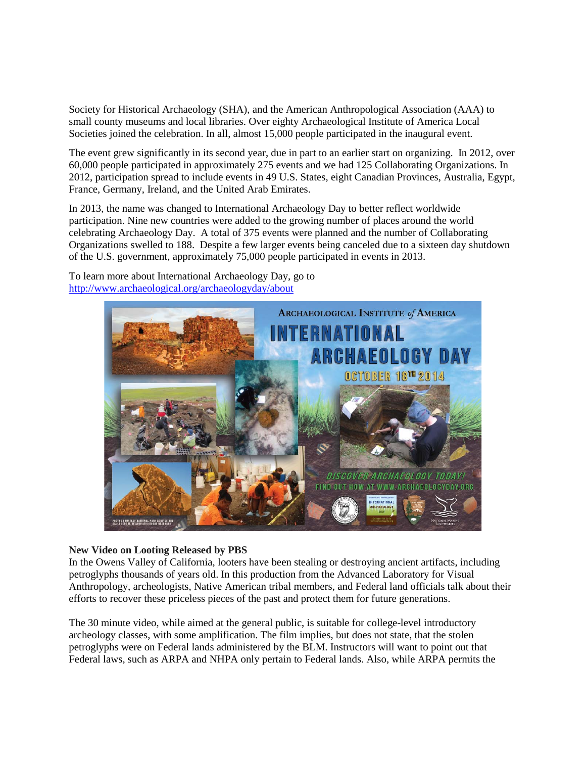Society for Historical Archaeology (SHA), and the American Anthropological Association (AAA) to small county museums and local libraries. Over eighty Archaeological Institute of America Local Societies joined the celebration. In all, almost 15,000 people participated in the inaugural event.

The event grew significantly in its second year, due in part to an earlier start on organizing. In 2012, over 60,000 people participated in approximately 275 events and we had 125 Collaborating Organizations. In 2012, participation spread to include events in 49 U.S. States, eight Canadian Provinces, Australia, Egypt, France, Germany, Ireland, and the United Arab Emirates.

In 2013, the name was changed to International Archaeology Day to better reflect worldwide participation. Nine new countries were added to the growing number of places around the world celebrating Archaeology Day. A total of 375 events were planned and the number of Collaborating Organizations swelled to 188. Despite a few larger events being canceled due to a sixteen day shutdown of the U.S. government, approximately 75,000 people participated in events in 2013.

To learn more about International Archaeology Day, go to http://www.archaeological.org/archaeologyday/about

**New Video on Looting Released by PBS**

In the Owens Valley of California, looters have been stealing or destroying ancient artifacts, including petroglyphs thousands of years old. In this production from the Advanced Laboratory for Visual Anthropology, archeologists, Native American tribal members, and Federal land officials talk about their efforts to recover these priceless pieces of the past and protect them for future generations.

The 30 minute video, while aimed at the general public, is suitable for college-level introductory archeology classes, with some amplification. The film implies, but does not state, that the stolen petroglyphs were on Federal lands administered by the BLM. Instructors will want to point out that Federal laws, such as ARPA and NHPA only pertain to Federal lands. Also, while ARPA permits the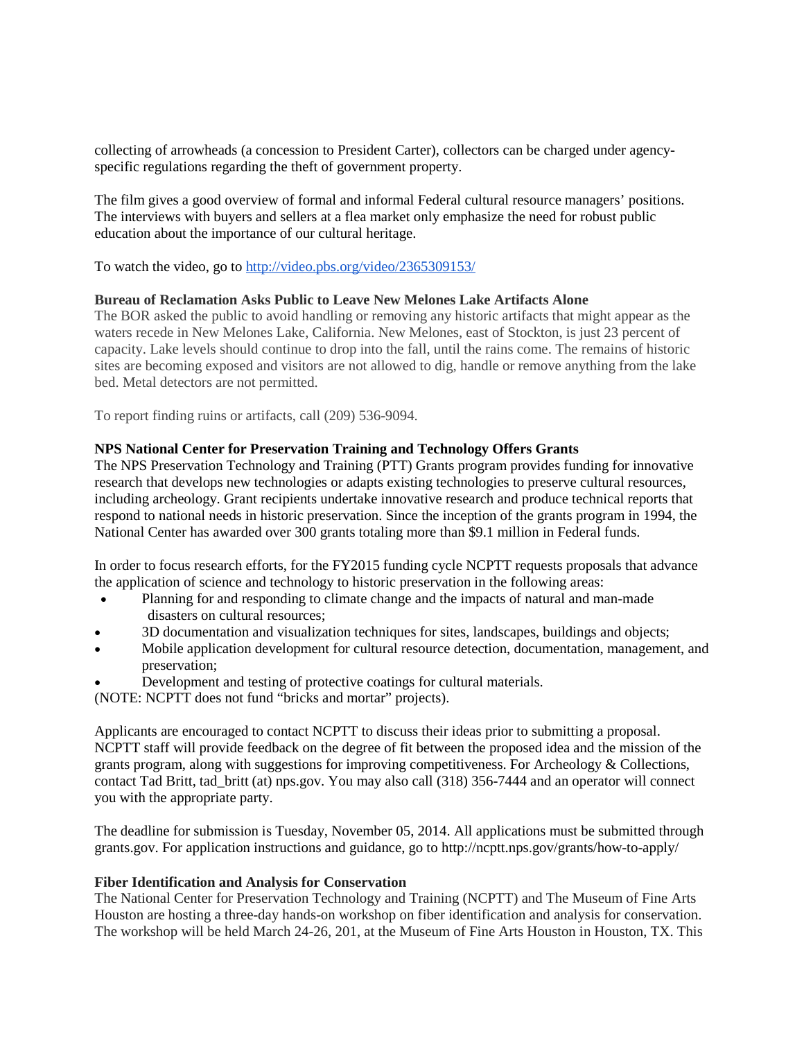collecting of arrowheads (a concession to President Carter), collectors can be charged under agency-specific regulations regarding the theft of government property.

The film gives a good overview of formal and informal Federal cultural resource managers' positions. The interviews with buyers and sellers at a flea market only emphasize the need for robust public education about the importance of our cultural heritage.

To watch the video, go to http://video.pbs.org/video/2365309153/

**Bureau of Reclamation Asks Public to Leave New Melones Lake Artifacts Alone**

The BOR asked the public to avoid handling or removing any historic artifacts that might appear as the waters recede in New Melones Lake, California. New Melones, east of Stockton, is just 23 percent of capacity. Lake levels should continue to drop into the fall, until the rains come. The remains of historic sites are becoming exposed and visitors are not allowed to dig, handle or remove anything from the lake bed. Metal detectors are not permitted.

To report finding ruins or artifacts, call (209) 536-9094.

**NPS National Center for Preservation Training and Technology Offers Grants**

The NPS Preservation Technology and Training (PTT) Grants program provides funding for innovative research that develops new technologies or adapts existing technologies to preserve cultural resources, including archeology. Grant recipients undertake innovative research and produce technical reports that respond to national needs in historic preservation. Since the inception of the grants program in 1994, the National Center has awarded over 300 grants totaling more than $9.1 million in Federal funds.

In order to focus research efforts, for the FY2015 funding cycle NCPTT requests proposals that advance the application of science and technology to historic preservation in the following areas:

- Planning for and responding to climate change and the impacts of natural and man-made disasters on cultural resources;
- 3D documentation and visualization techniques for sites, landscapes, buildings and objects;
- Mobile application development for cultural resource detection, documentation, management, and preservation;
- Development and testing of protective coatings for cultural materials.

(NOTE: NCPTT does not fund "bricks and mortar" projects).

Applicants are encouraged to contact NCPTT to discuss their ideas prior to submitting a proposal. NCPTT staff will provide feedback on the degree of fit between the proposed idea and the mission of the grants program, along with suggestions for improving competitiveness. For Archeology & Collections, contact Tad Britt, tad_britt (at) nps.gov. You may also call (318) 356-7444 and an operator will connect you with the appropriate party.

The deadline for submission is Tuesday, November 05, 2014. All applications must be submitted through grants.gov. For application instructions and guidance, go to http://ncptt.nps.gov/grants/how-to-apply/

**Fiber Identification and Analysis for Conservation**

The National Center for Preservation Technology and Training (NCPTT) and The Museum of Fine Arts Houston are hosting a three-day hands-on workshop on fiber identification and analysis for conservation. The workshop will be held March 24-26, 201, at the Museum of Fine Arts Houston in Houston, TX. This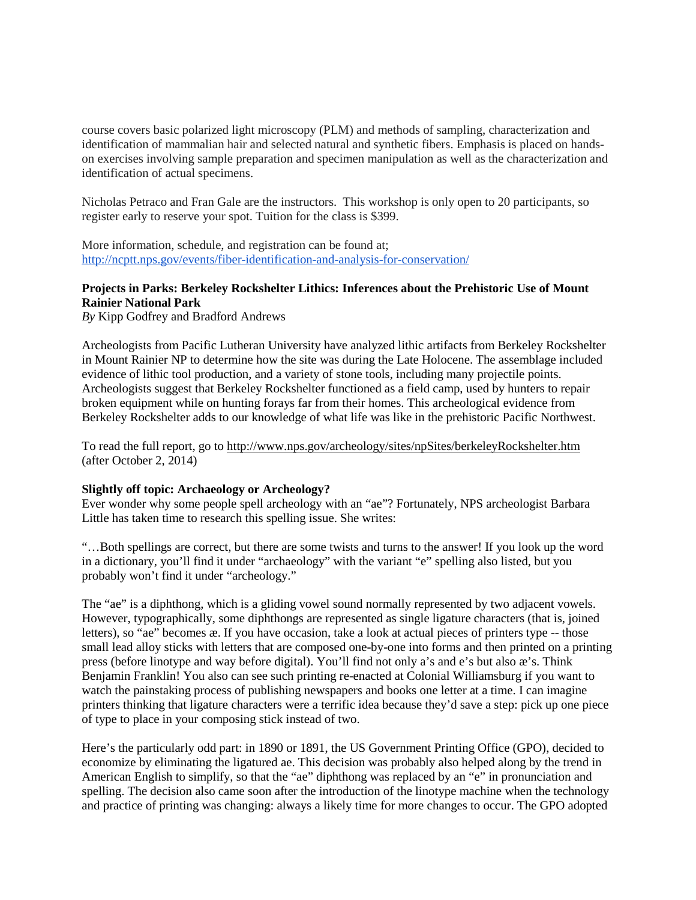course covers basic polarized light microscopy (PLM) and methods of sampling, characterization and identification of mammalian hair and selected natural and synthetic fibers. Emphasis is placed on hands-on exercises involving sample preparation and specimen manipulation as well as the characterization and identification of actual specimens.

Nicholas Petraco and Fran Gale are the instructors. This workshop is only open to 20 participants, so register early to reserve your spot. Tuition for the class is $399.

More information, schedule, and registration can be found at;
http://ncptt.nps.gov/events/fiber-identification-and-analysis-for-conservation/

**Projects in Parks: Berkeley Rockshelter Lithics: Inferences about the Prehistoric Use of Mount Rainier National Park**
*By* Kipp Godfrey and Bradford Andrews

Archeologists from Pacific Lutheran University have analyzed lithic artifacts from Berkeley Rockshelter in Mount Rainier NP to determine how the site was during the Late Holocene. The assemblage included evidence of lithic tool production, and a variety of stone tools, including many projectile points. Archeologists suggest that Berkeley Rockshelter functioned as a field camp, used by hunters to repair broken equipment while on hunting forays far from their homes. This archeological evidence from Berkeley Rockshelter adds to our knowledge of what life was like in the prehistoric Pacific Northwest.

To read the full report, go to http://www.nps.gov/archeology/sites/npSites/berkeleyRockshelter.htm (after October 2, 2014)

**Slightly off topic: Archaeology or Archeology?**
Ever wonder why some people spell archeology with an "ae"? Fortunately, NPS archeologist Barbara Little has taken time to research this spelling issue. She writes:

"…Both spellings are correct, but there are some twists and turns to the answer! If you look up the word in a dictionary, you'll find it under "archaeology" with the variant "e" spelling also listed, but you probably won't find it under "archeology."

The "ae" is a diphthong, which is a gliding vowel sound normally represented by two adjacent vowels. However, typographically, some diphthongs are represented as single ligature characters (that is, joined letters), so "ae" becomes æ. If you have occasion, take a look at actual pieces of printers type -- those small lead alloy sticks with letters that are composed one-by-one into forms and then printed on a printing press (before linotype and way before digital). You'll find not only a's and e's but also æ's. Think Benjamin Franklin! You also can see such printing re-enacted at Colonial Williamsburg if you want to watch the painstaking process of publishing newspapers and books one letter at a time. I can imagine printers thinking that ligature characters were a terrific idea because they'd save a step: pick up one piece of type to place in your composing stick instead of two.

Here's the particularly odd part: in 1890 or 1891, the US Government Printing Office (GPO), decided to economize by eliminating the ligatured ae. This decision was probably also helped along by the trend in American English to simplify, so that the "ae" diphthong was replaced by an "e" in pronunciation and spelling. The decision also came soon after the introduction of the linotype machine when the technology and practice of printing was changing: always a likely time for more changes to occur. The GPO adopted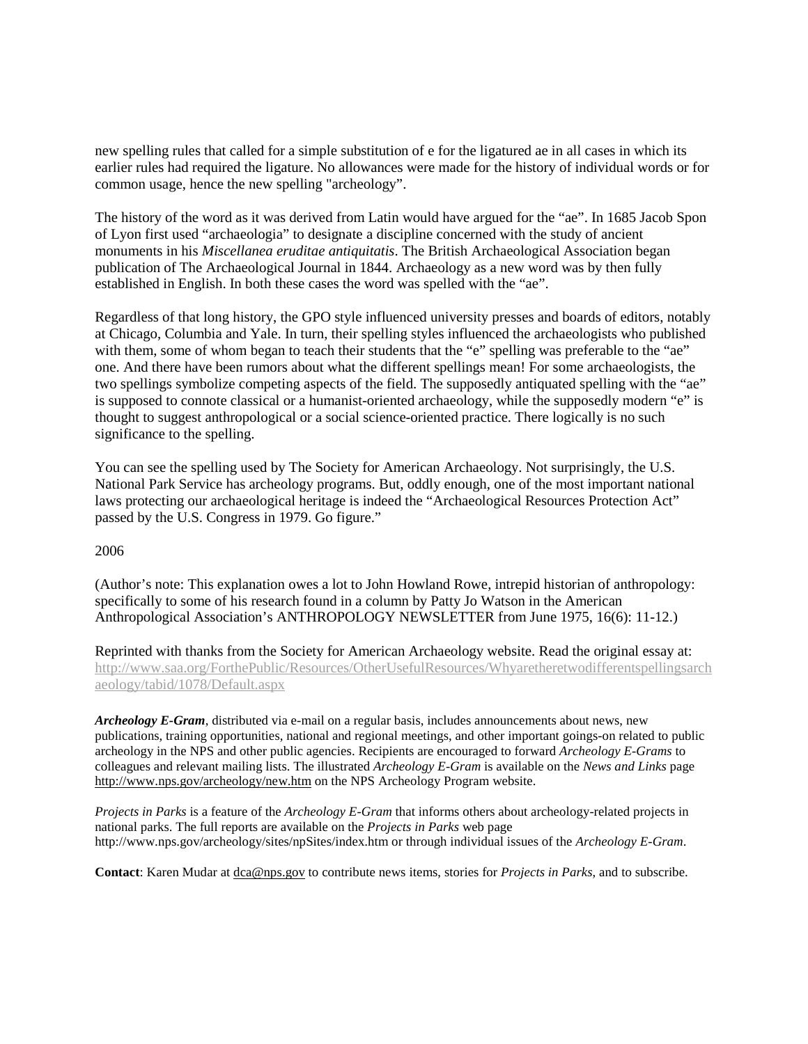new spelling rules that called for a simple substitution of e for the ligatured ae in all cases in which its earlier rules had required the ligature. No allowances were made for the history of individual words or for common usage, hence the new spelling "archeology".

The history of the word as it was derived from Latin would have argued for the "ae". In 1685 Jacob Spon of Lyon first used "archaeologia" to designate a discipline concerned with the study of ancient monuments in his *Miscellanea eruditae antiquitatis*. The British Archaeological Association began publication of The Archaeological Journal in 1844. Archaeology as a new word was by then fully established in English. In both these cases the word was spelled with the "ae".

Regardless of that long history, the GPO style influenced university presses and boards of editors, notably at Chicago, Columbia and Yale. In turn, their spelling styles influenced the archaeologists who published with them, some of whom began to teach their students that the "e" spelling was preferable to the "ae" one. And there have been rumors about what the different spellings mean! For some archaeologists, the two spellings symbolize competing aspects of the field. The supposedly antiquated spelling with the "ae" is supposed to connote classical or a humanist-oriented archaeology, while the supposedly modern "e" is thought to suggest anthropological or a social science-oriented practice. There logically is no such significance to the spelling.

You can see the spelling used by The Society for American Archaeology. Not surprisingly, the U.S. National Park Service has archeology programs. But, oddly enough, one of the most important national laws protecting our archaeological heritage is indeed the "Archaeological Resources Protection Act" passed by the U.S. Congress in 1979. Go figure."

2006

(Author's note: This explanation owes a lot to John Howland Rowe, intrepid historian of anthropology: specifically to some of his research found in a column by Patty Jo Watson in the American Anthropological Association's ANTHROPOLOGY NEWSLETTER from June 1975, 16(6): 11-12.)

Reprinted with thanks from the Society for American Archaeology website. Read the original essay at: http://www.saa.org/ForthePublic/Resources/OtherUsefulResources/Whyaretheretwodifferentspellingsarchaeology/tabid/1078/Default.aspx

***Archeology E-Gram***, distributed via e-mail on a regular basis, includes announcements about news, new publications, training opportunities, national and regional meetings, and other important goings-on related to public archeology in the NPS and other public agencies. Recipients are encouraged to forward *Archeology E-Grams* to colleagues and relevant mailing lists. The illustrated *Archeology E-Gram* is available on the *News and Links* page http://www.nps.gov/archeology/new.htm on the NPS Archeology Program website.

*Projects in Parks* is a feature of the *Archeology E-Gram* that informs others about archeology-related projects in national parks. The full reports are available on the *Projects in Parks* web page http://www.nps.gov/archeology/sites/npSites/index.htm or through individual issues of the *Archeology E-Gram*.

**Contact**: Karen Mudar at dca@nps.gov to contribute news items, stories for *Projects in Parks*, and to subscribe.